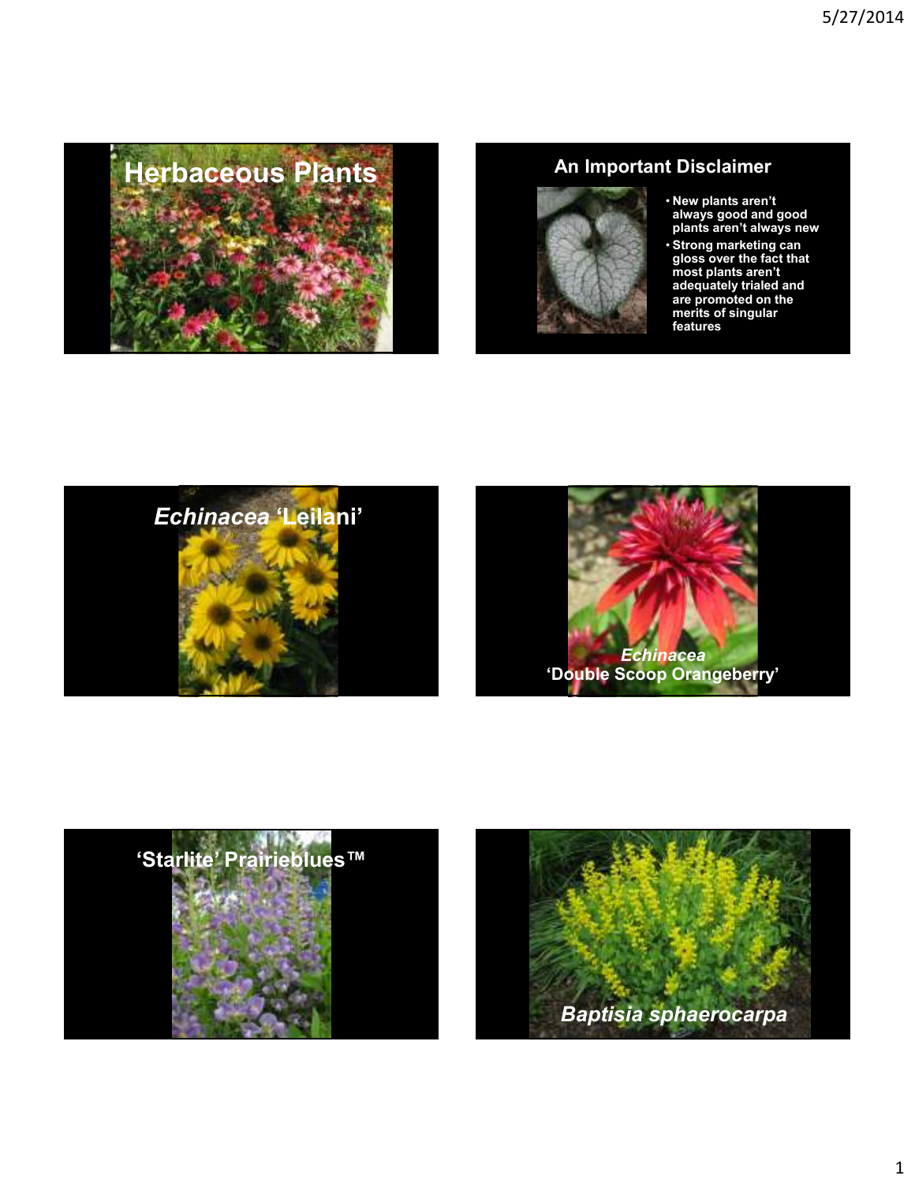# Herbaceous Plants

## An Important Disclaimer

- New plants aren't always good and good plants aren't always new
- Strong marketing can gloss over the fact that most plants aren't adequately trialed and are promoted on the merits of singular features

## *Echinacea* 'Leilani'

## *Echinacea* 'Double Scoop Orangeberry'

## 'Starlite' Prairieblues™

## *Baptisia sphaerocarpa*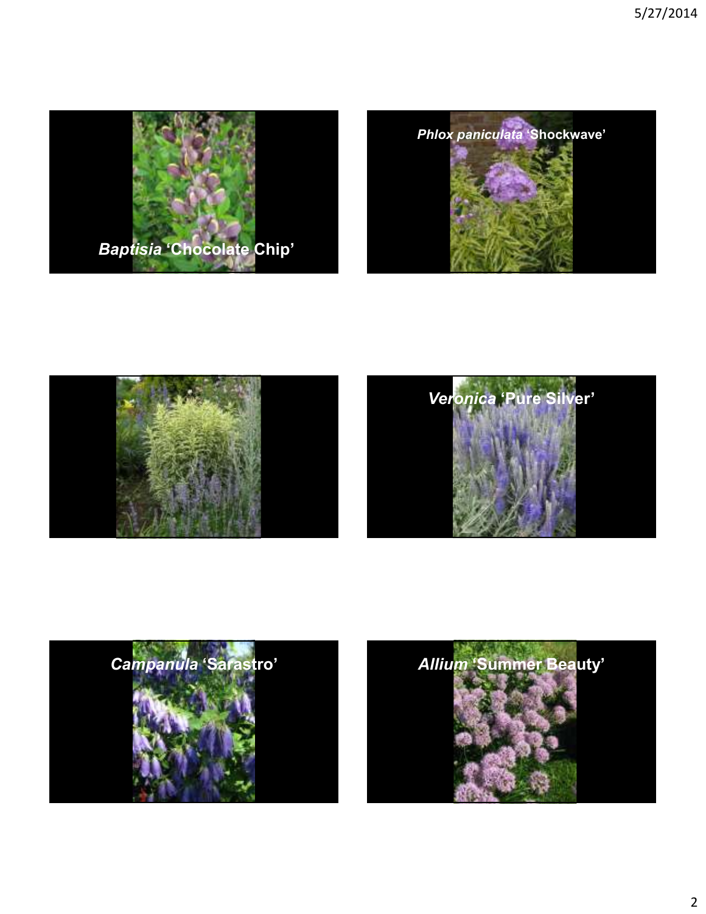*Baptisia* 'Chocolate Chip'

*Phlox paniculata* 'Shockwave'

*Veronica* 'Pure Silver'

*Campanula* 'Sarastro'

*Allium* 'Summer Beauty'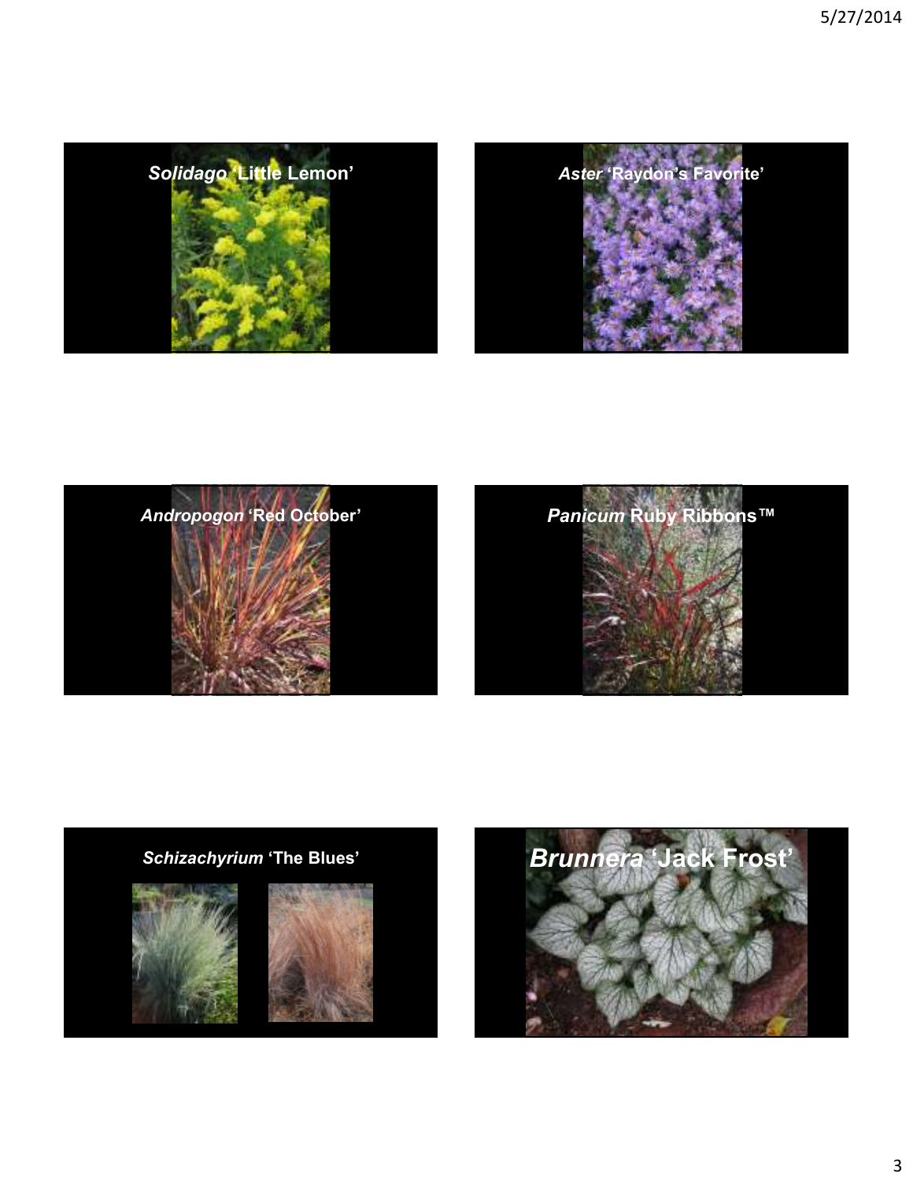*Solidago* **'Little Lemon'**

*Aster* **'Raydon's Favorite'**

*Andropogon* **'Red October'**

*Panicum* **Ruby Ribbons™**

*Schizachyrium* **'The Blues'**

*Brunnera* **'Jack Frost'**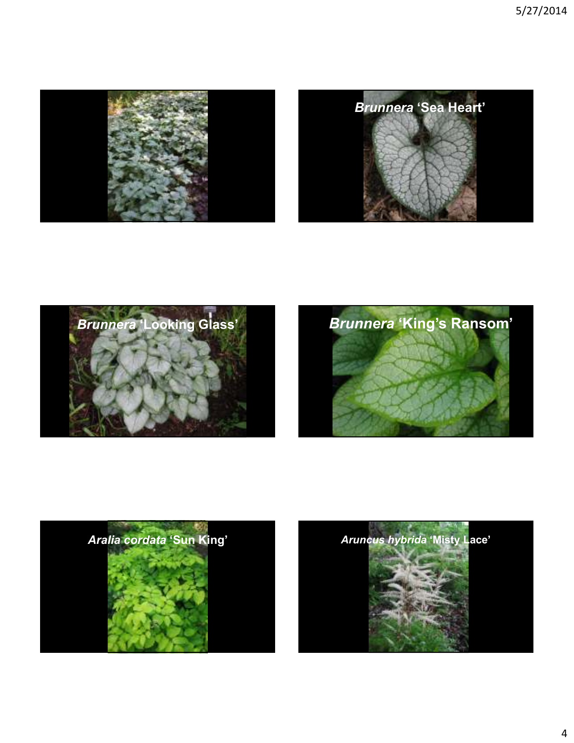*Brunnera* 'Sea Heart'

*Brunnera* 'Looking Glass'

*Brunnera* 'King's Ransom'

*Aralia cordata* 'Sun King'

*Aruncus hybrida* 'Misty Lace'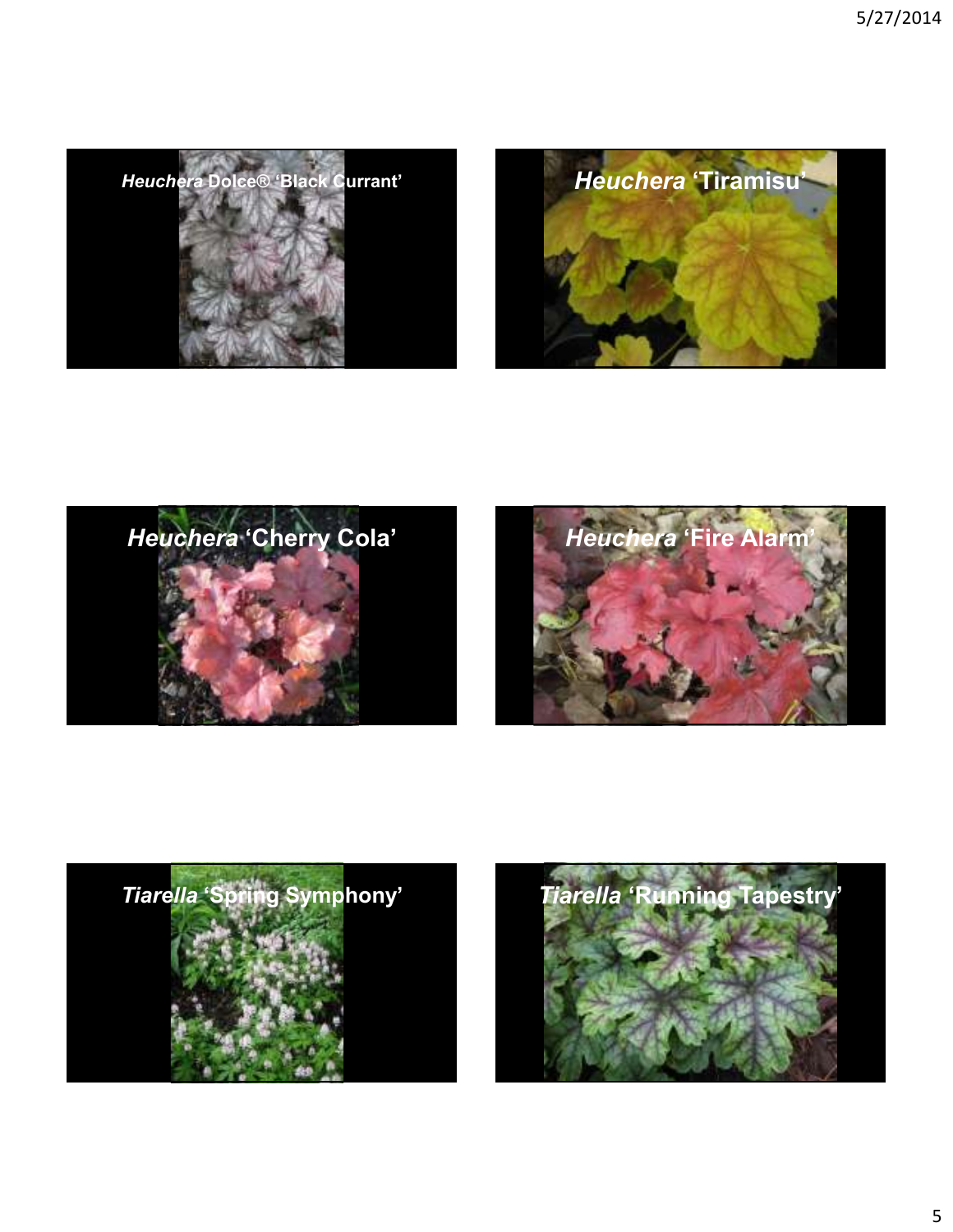*Heuchera* Dolce® 'Black Currant'

*Heuchera* 'Tiramisu'

*Heuchera* 'Cherry Cola'

*Heuchera* 'Fire Alarm'

*Tiarella* 'Spring Symphony'

*Tiarella* 'Running Tapestry'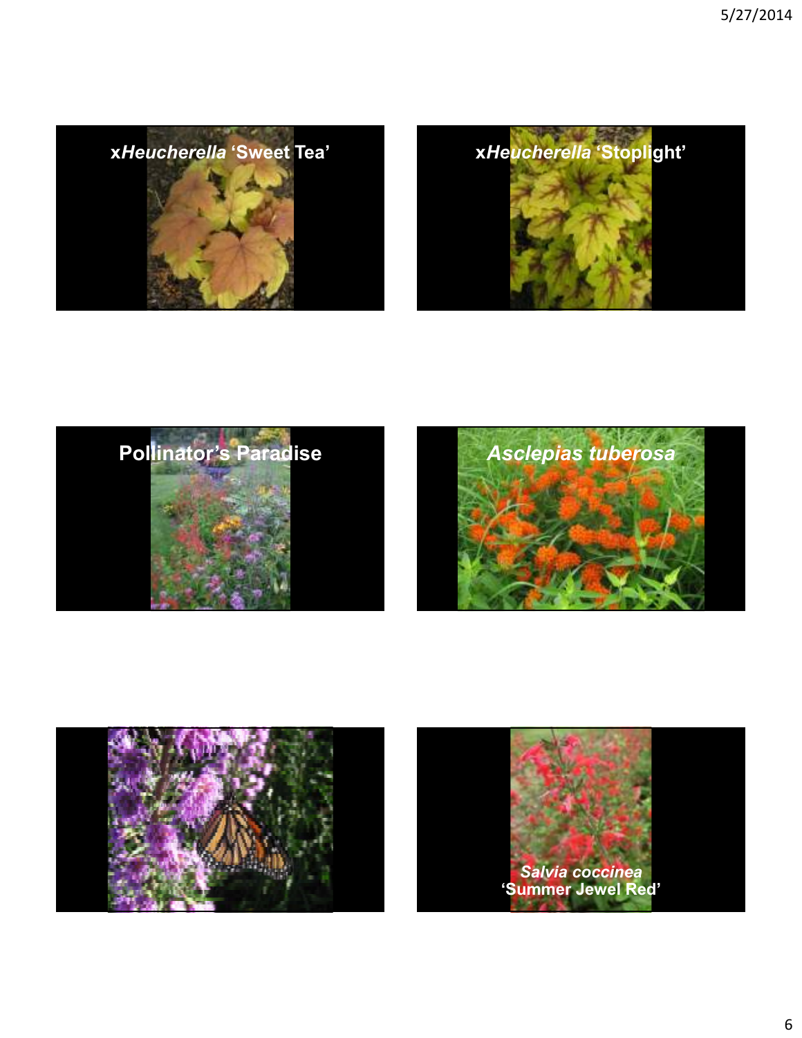x*Heucherella* 'Sweet Tea'

x*Heucherella* 'Stoplight'

Pollinator's Paradise

*Asclepias tuberosa*

*Salvia coccinea* 'Summer Jewel Red'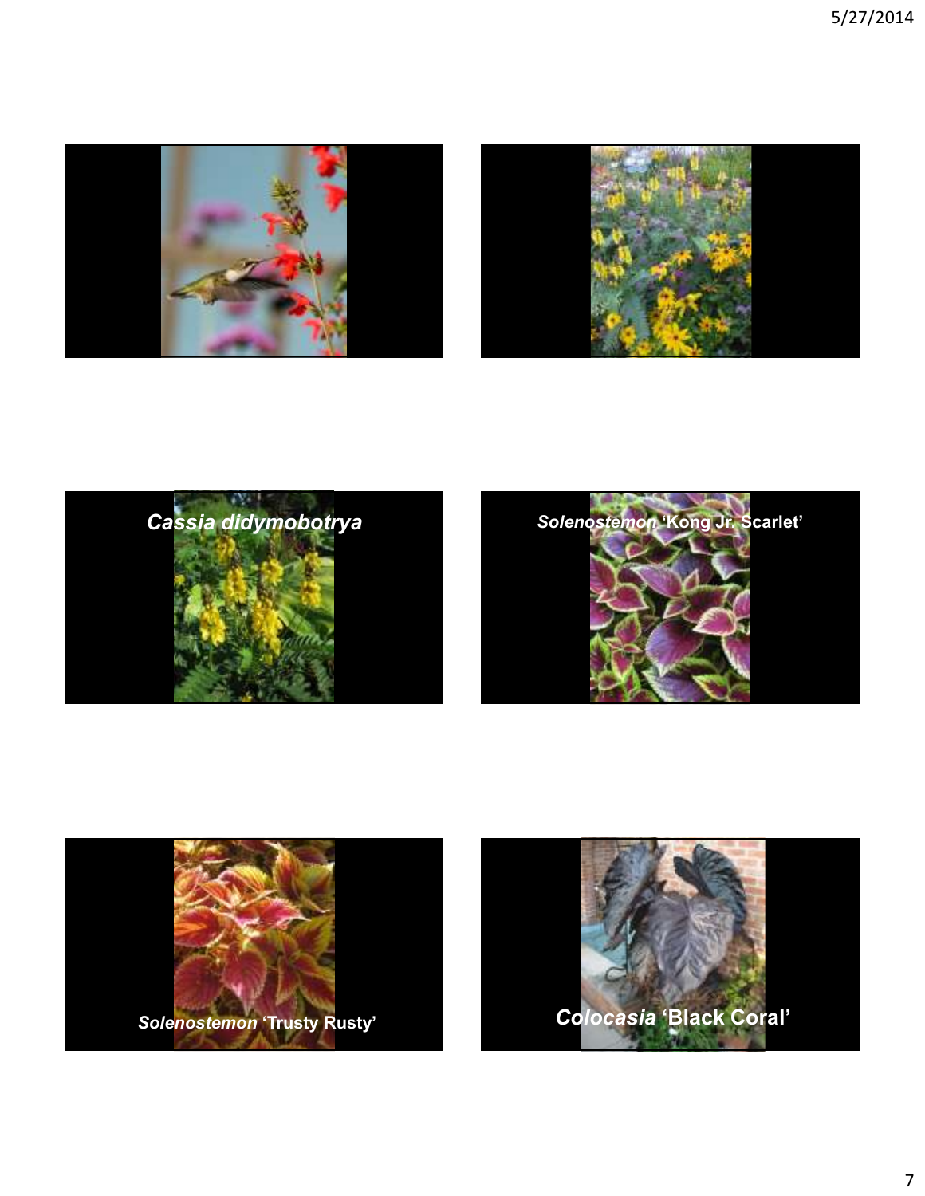*Cassia didymobotrya*

***Solenostemon*** **'Kong Jr. Scarlet'**

***Solenostemon*** **'Trusty Rusty'**

***Colocasia*** **'Black Coral'**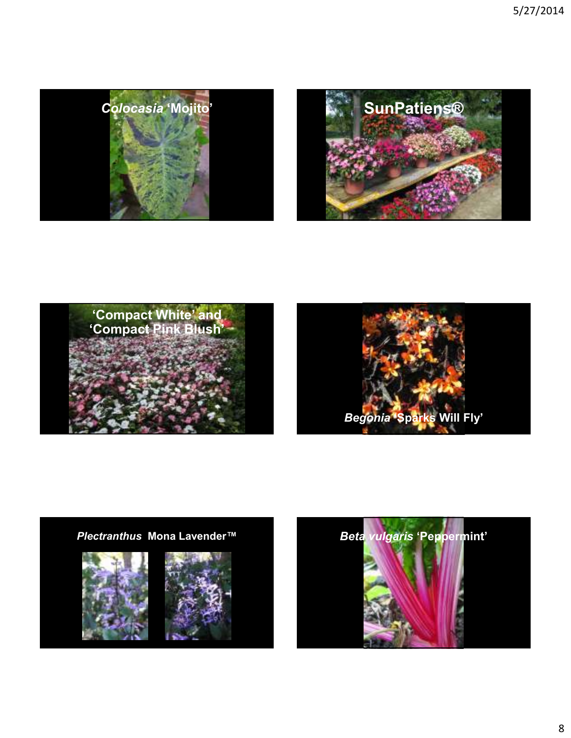*Colocasia* ‘Mojito’

SunPatiens®

‘Compact White’ and ‘Compact Pink Blush’

*Begonia* ‘Sparks Will Fly’

*Plectranthus* Mona Lavender™

*Beta vulgaris* ‘Peppermint’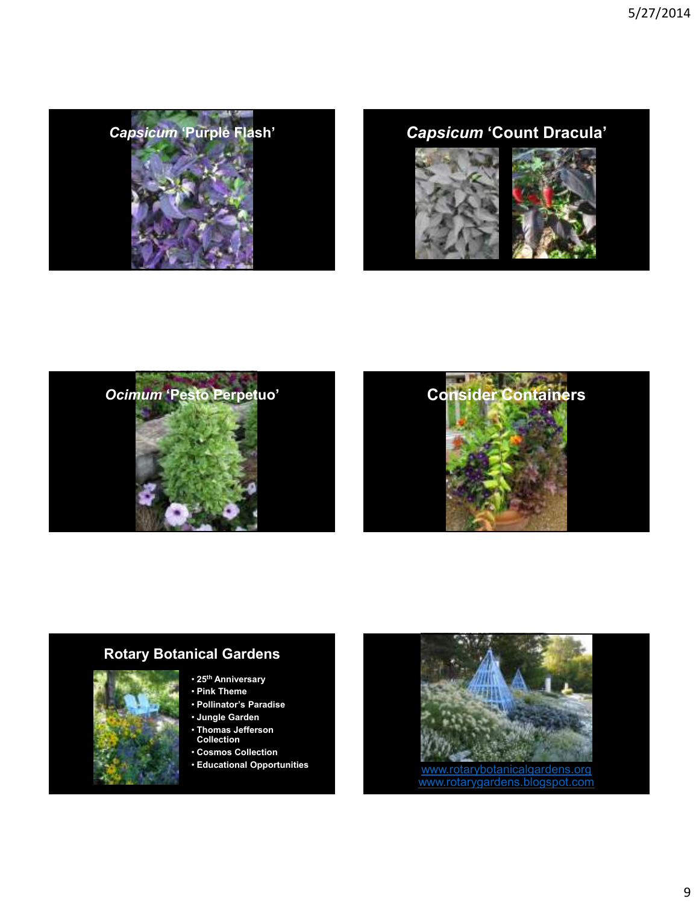## *Capsicum* ‘Purple Flash’

## *Capsicum* ‘Count Dracula’

## *Ocimum* ‘Pesto Perpetuo’

## Consider Containers

## Rotary Botanical Gardens

- 25th Anniversary
- Pink Theme
- Pollinator’s Paradise
- Jungle Garden
- Thomas Jefferson Collection
- Cosmos Collection
- Educational Opportunities

www.rotarybotanicalgardens.org
www.rotarygardens.blogspot.com